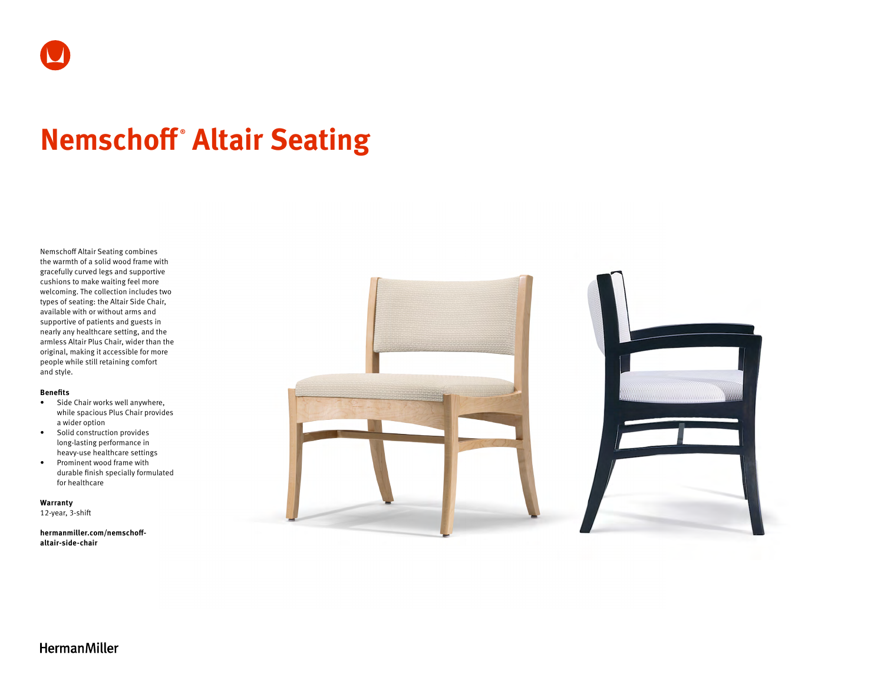# Nemschoff® Altair Seating

Nemschoff Altair Seating combines the warmth of a solid wood frame with gracefully curved legs and supportive cushions to make waiting feel more welcoming. The collection includes two types of seating: the Altair Side Chair, available with or without arms and supportive of patients and guests in nearly any healthcare setting, and the armless Altair Plus Chair, wider than the original, making it accessible for more people while still retaining comfort and style.

**Benefits**

- Side Chair works well anywhere, while spacious Plus Chair provides a wider option
- Solid construction provides long-lasting performance in heavy-use healthcare settings
- Prominent wood frame with durable finish specially formulated for healthcare

**Warranty**
12-year, 3-shift

**hermanmiller.com/nemschoff-altair-side-chair**

HermanMiller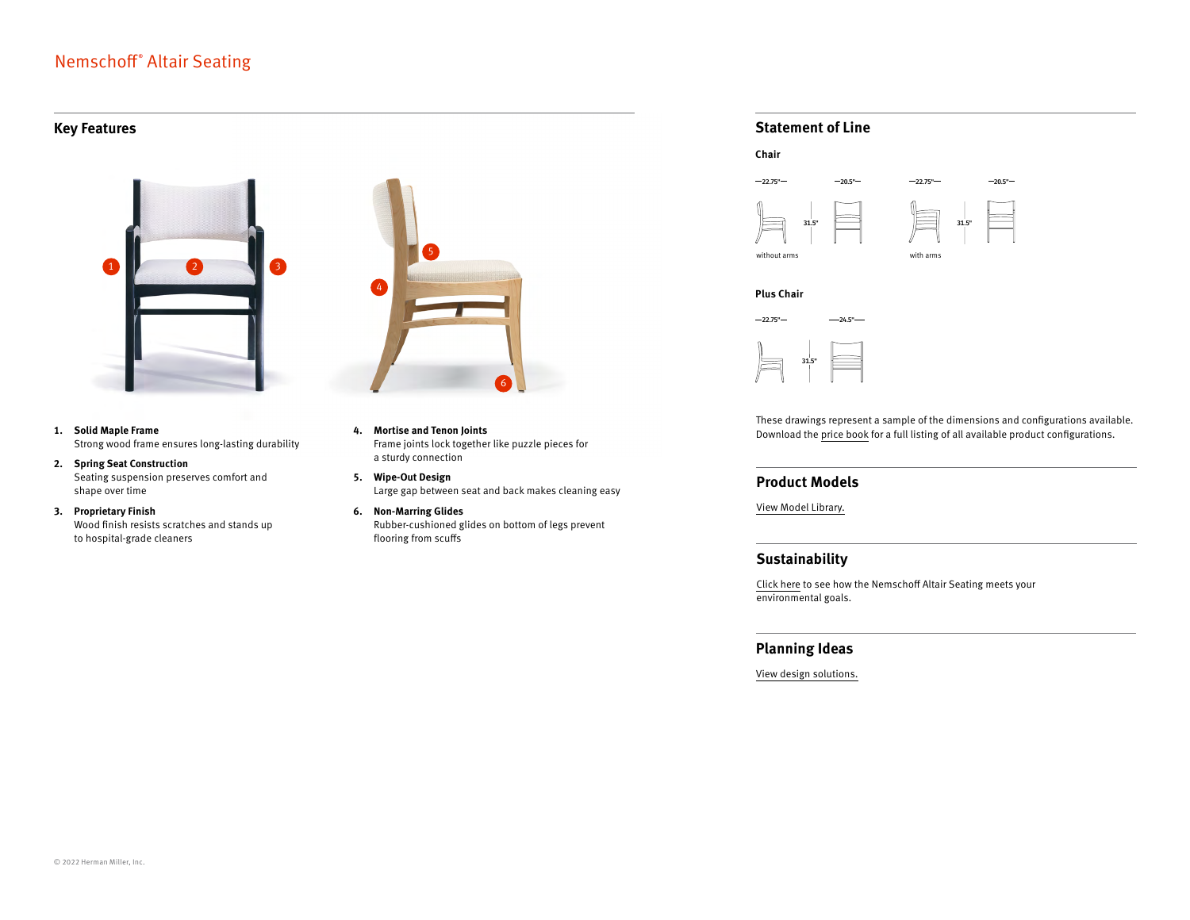Nemschoff® Altair Seating

## Key Features

1. **Solid Maple Frame**
   Strong wood frame ensures long-lasting durability
2. **Spring Seat Construction**
   Seating suspension preserves comfort and shape over time
3. **Proprietary Finish**
   Wood finish resists scratches and stands up to hospital-grade cleaners
4. **Mortise and Tenon Joints**
   Frame joints lock together like puzzle pieces for a sturdy connection
5. **Wipe-Out Design**
   Large gap between seat and back makes cleaning easy
6. **Non-Marring Glides**
   Rubber-cushioned glides on bottom of legs prevent flooring from scuffs

## Statement of Line

### Chair

22.75" 20.5" 31.5"
without arms

22.75" 20.5" 31.5"
with arms

### Plus Chair

22.75" 24.5" 31.5"

These drawings represent a sample of the dimensions and configurations available. Download the price book for a full listing of all available product configurations.

## Product Models

View Model Library.

## Sustainability

Click here to see how the Nemschoff Altair Seating meets your environmental goals.

## Planning Ideas

View design solutions.

© 2022 Herman Miller, Inc.